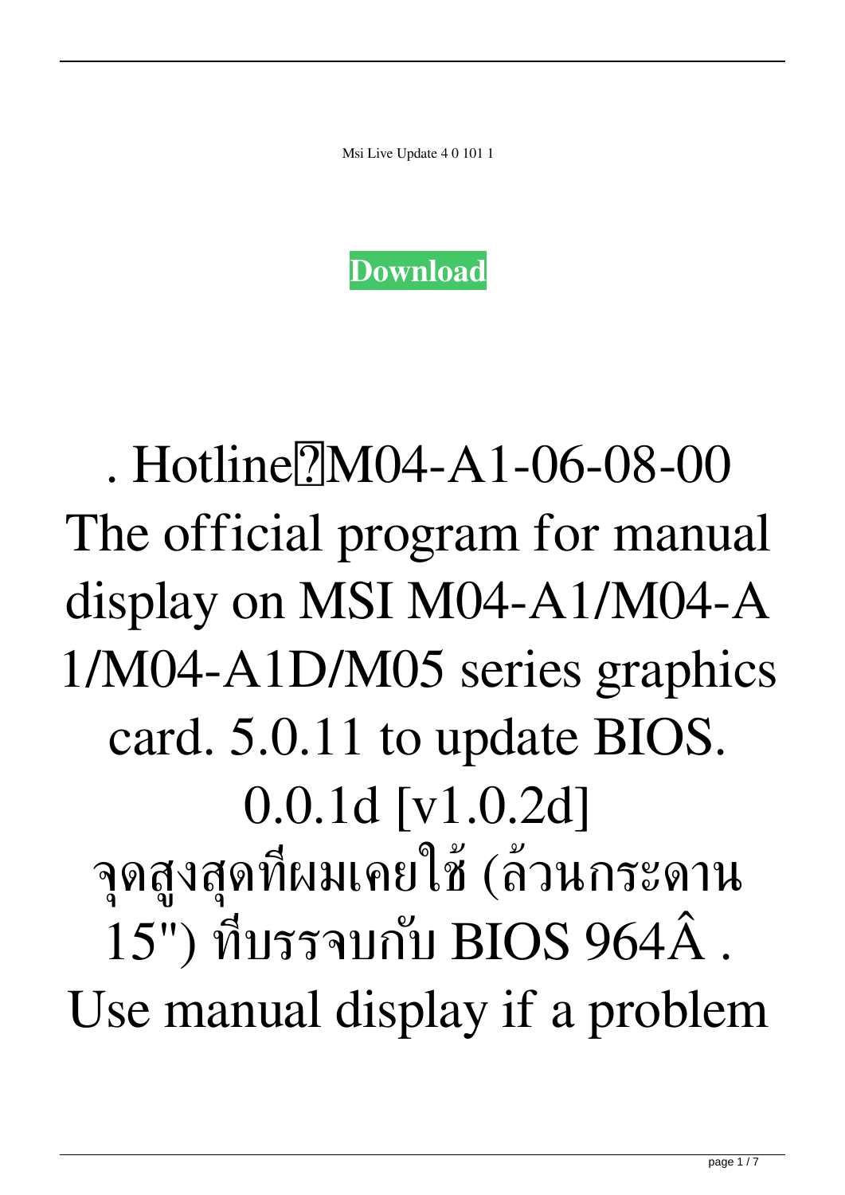Msi Live Update 4 0 101 1

**Download**

. Hotline?M04-A1-06-08-00 The official program for manual display on MSI M04-A1/M04-A 1/M04-A1D/M05 series graphics card. 5.0.11 to update BIOS. 0.0.1d [v1.0.2d] จุดสูงสุดที่ผมเคยใช้ (ล้วนกระดาน 15") ที่บรรจบกับ BIOS 964Â . Use manual display if a problem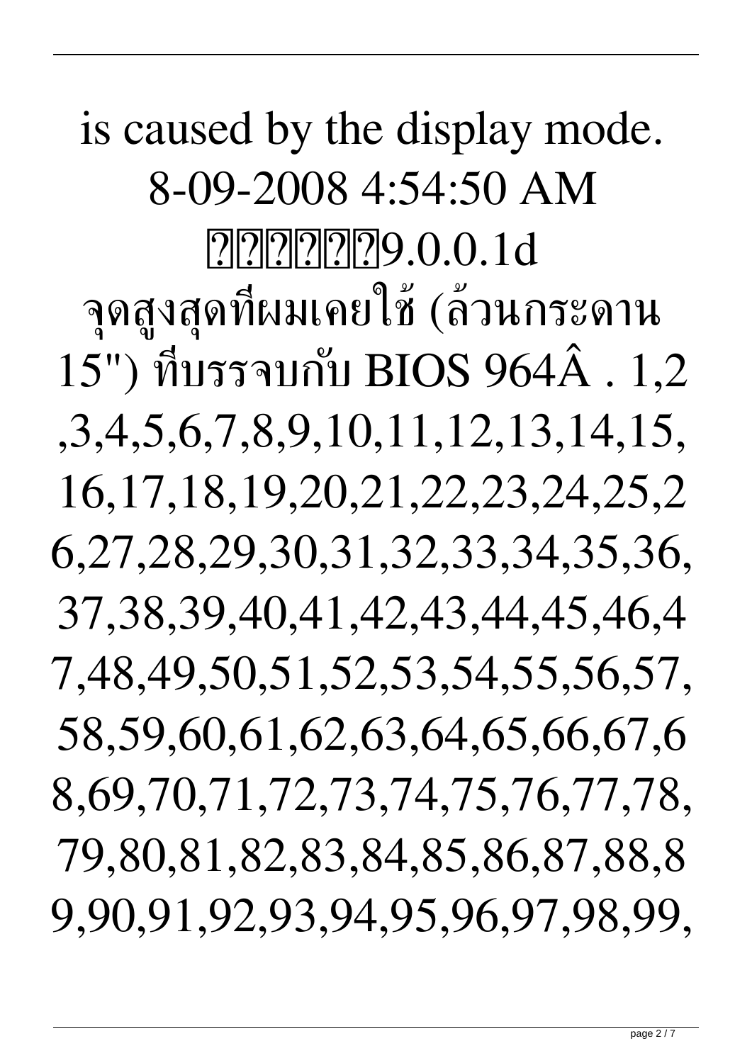is caused by the display mode. 8-09-2008 4:54:50 AM ???????9.0.0.1d จุดสูงสุดที่ผมเคยใช้ (ล้วนกระดาน 15") ที่บรรจบกับ BIOS 964Â . 1,2,3,4,5,6,7,8,9,10,11,12,13,14,15,16,17,18,19,20,21,22,23,24,25,26,27,28,29,30,31,32,33,34,35,36,37,38,39,40,41,42,43,44,45,46,47,48,49,50,51,52,53,54,55,56,57,58,59,60,61,62,63,64,65,66,67,68,69,70,71,72,73,74,75,76,77,78,79,80,81,82,83,84,85,86,87,88,89,90,91,92,93,94,95,96,97,98,99,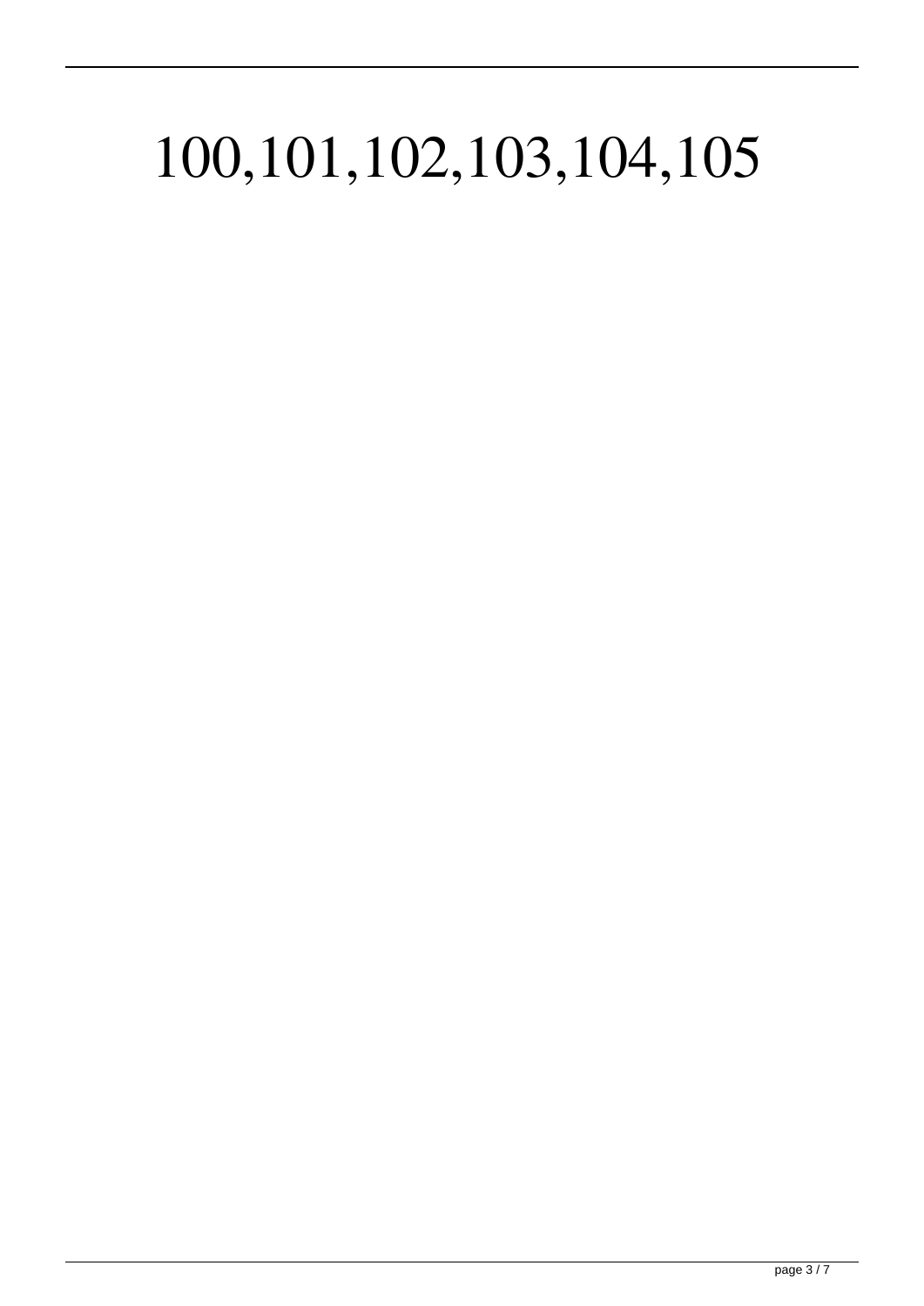# 100,101,102,103,104,105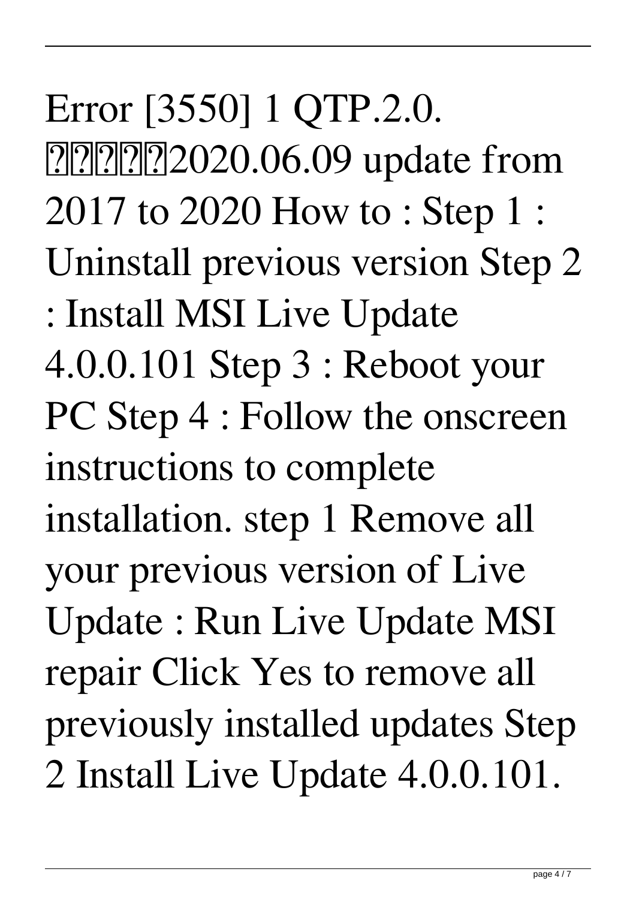Error [3550] 1 QTP.2.0. ??????2020.06.09 update from 2017 to 2020 How to : Step 1 : Uninstall previous version Step 2 : Install MSI Live Update 4.0.0.101 Step 3 : Reboot your PC Step 4 : Follow the onscreen instructions to complete installation. step 1 Remove all your previous version of Live Update : Run Live Update MSI repair Click Yes to remove all previously installed updates Step 2 Install Live Update 4.0.0.101.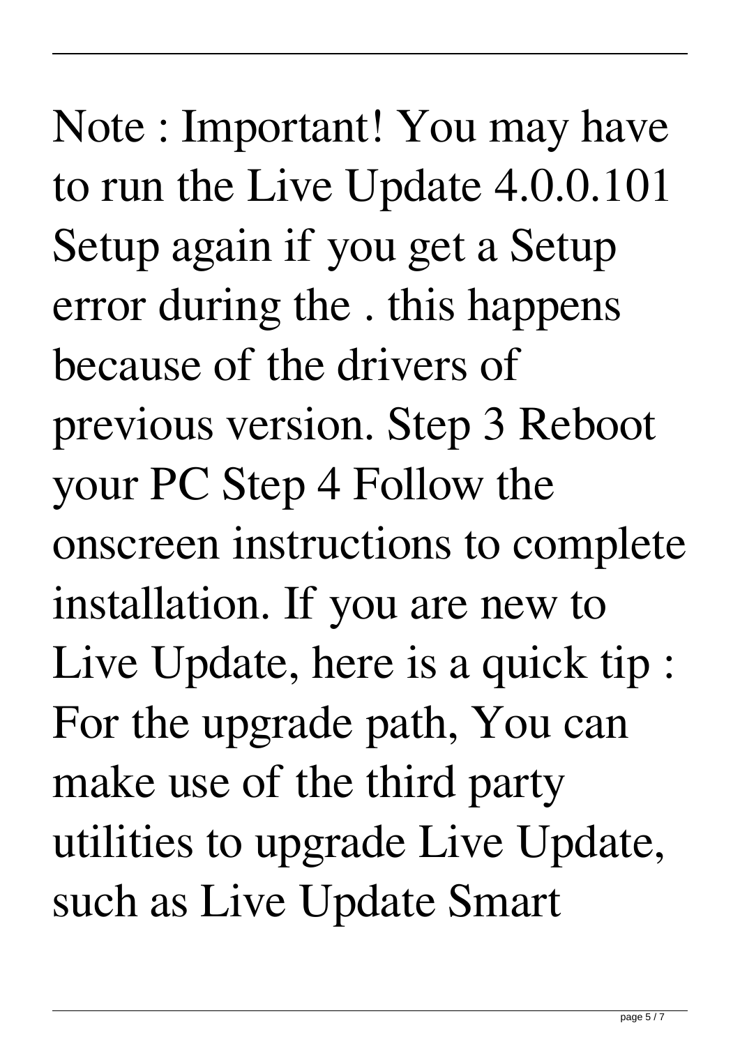Note : Important! You may have to run the Live Update 4.0.0.101 Setup again if you get a Setup error during the . this happens because of the drivers of previous version. Step 3 Reboot your PC Step 4 Follow the onscreen instructions to complete installation. If you are new to Live Update, here is a quick tip : For the upgrade path, You can make use of the third party utilities to upgrade Live Update, such as Live Update Smart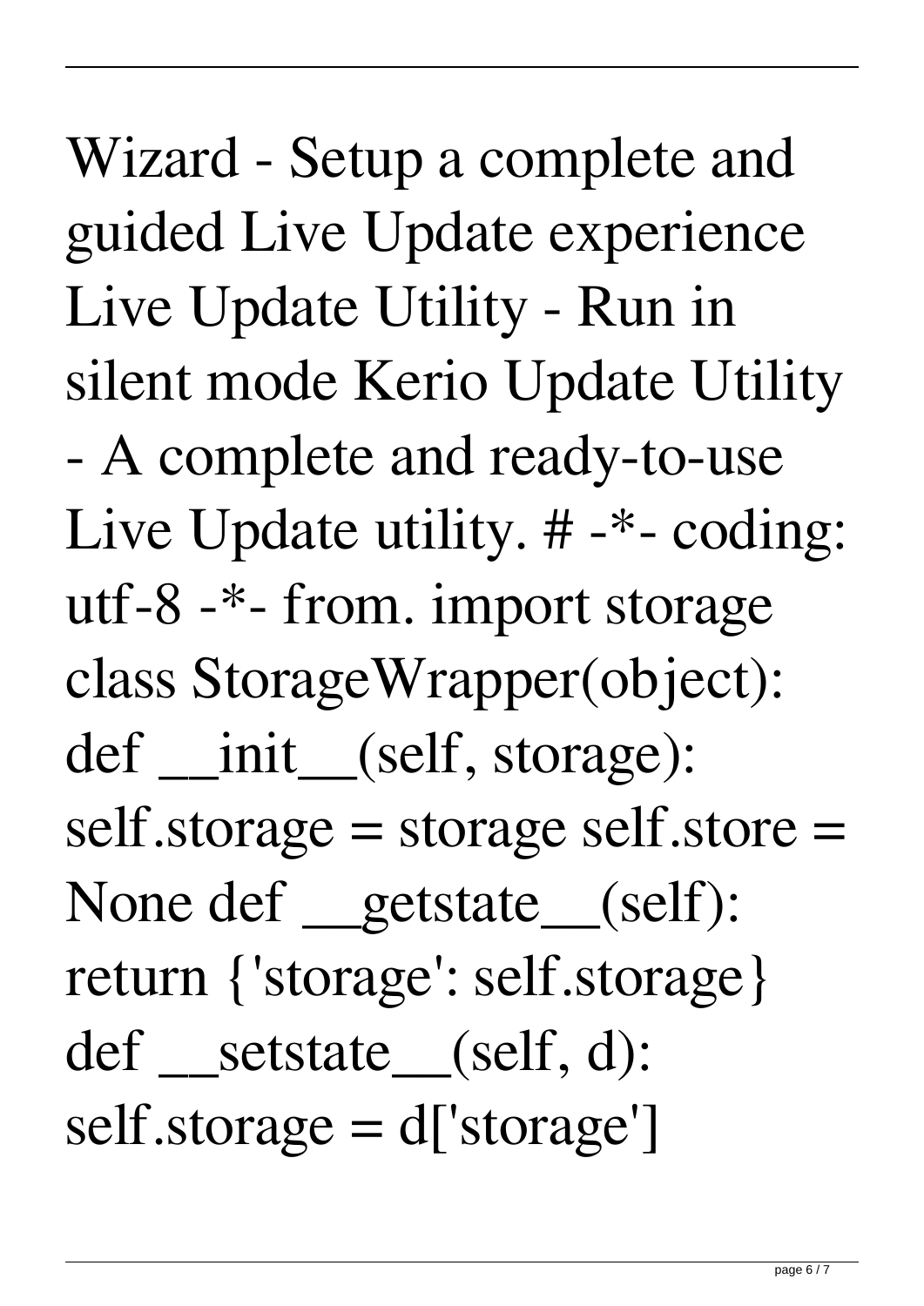Wizard - Setup a complete and guided Live Update experience Live Update Utility - Run in silent mode Kerio Update Utility - A complete and ready-to-use Live Update utility. # -*- coding: utf-8 -*- from. import storage class StorageWrapper(object): def __init__(self, storage): self.storage = storage self.store = None def __getstate__(self): return {'storage': self.storage} def __setstate__(self, d): self.storage = d['storage']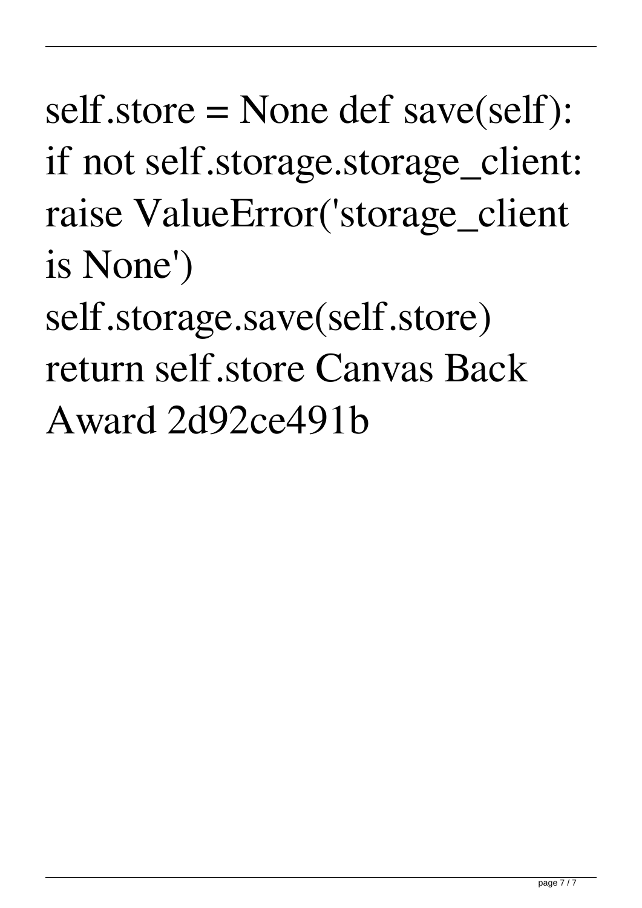self.store = None def save(self): if not self.storage.storage_client: raise ValueError('storage_client is None') self.storage.save(self.store) return self.store Canvas Back Award 2d92ce491b